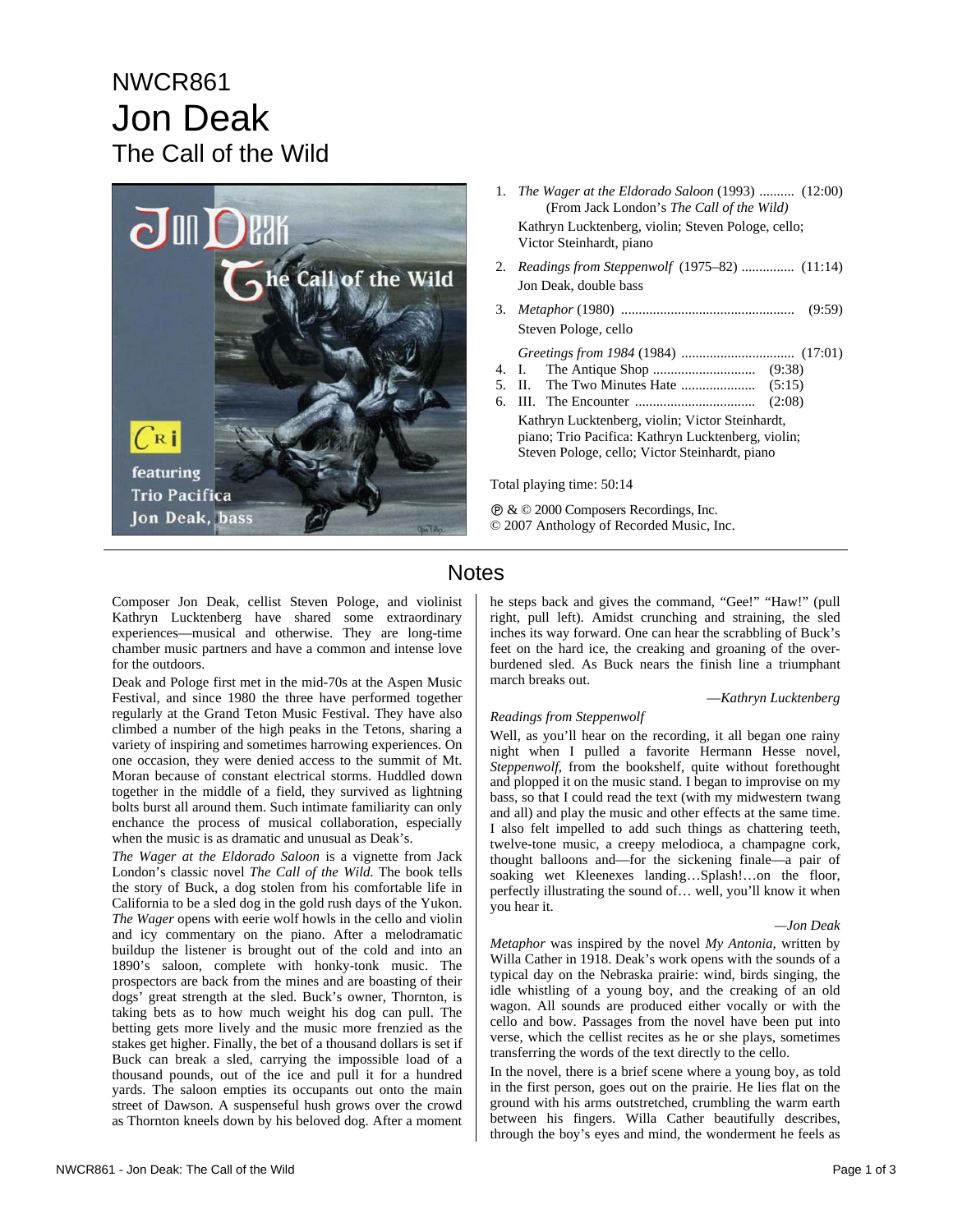# NWCR861

# Jon Deak

## The Call of the Wild

1. *The Wager at the Eldorado Saloon* (1993) .......... (12:00)
   (From Jack London's *The Call of the Wild)*
   Kathryn Lucktenberg, violin; Steven Pologe, cello; Victor Steinhardt, piano

2. *Readings from Steppenwolf* (1975–82) ............... (11:14)
   Jon Deak, double bass

3. *Metaphor* (1980) ................................................ (9:59)
   Steven Pologe, cello

*Greetings from 1984* (1984) ............................... (17:01)

4. I. The Antique Shop ............................. (9:38)
5. II. The Two Minutes Hate ..................... (5:15)
6. III. The Encounter .................................. (2:08)

Kathryn Lucktenberg, violin; Victor Steinhardt, piano; Trio Pacifica: Kathryn Lucktenberg, violin; Steven Pologe, cello; Victor Steinhardt, piano

Total playing time: 50:14

℗ & © 2000 Composers Recordings, Inc.
© 2007 Anthology of Recorded Music, Inc.

## Notes

Composer Jon Deak, cellist Steven Pologe, and violinist Kathryn Lucktenberg have shared some extraordinary experiences—musical and otherwise. They are long-time chamber music partners and have a common and intense love for the outdoors.

Deak and Pologe first met in the mid-70s at the Aspen Music Festival, and since 1980 the three have performed together regularly at the Grand Teton Music Festival. They have also climbed a number of the high peaks in the Tetons, sharing a variety of inspiring and sometimes harrowing experiences. On one occasion, they were denied access to the summit of Mt. Moran because of constant electrical storms. Huddled down together in the middle of a field, they survived as lightning bolts burst all around them. Such intimate familiarity can only enchance the process of musical collaboration, especially when the music is as dramatic and unusual as Deak's.

*The Wager at the Eldorado Saloon* is a vignette from Jack London's classic novel *The Call of the Wild.* The book tells the story of Buck, a dog stolen from his comfortable life in California to be a sled dog in the gold rush days of the Yukon. *The Wager* opens with eerie wolf howls in the cello and violin and icy commentary on the piano. After a melodramatic buildup the listener is brought out of the cold and into an 1890's saloon, complete with honky-tonk music. The prospectors are back from the mines and are boasting of their dogs' great strength at the sled. Buck's owner, Thornton, is taking bets as to how much weight his dog can pull. The betting gets more lively and the music more frenzied as the stakes get higher. Finally, the bet of a thousand dollars is set if Buck can break a sled, carrying the impossible load of a thousand pounds, out of the ice and pull it for a hundred yards. The saloon empties its occupants out onto the main street of Dawson. A suspenseful hush grows over the crowd as Thornton kneels down by his beloved dog. After a moment he steps back and gives the command, "Gee!" "Haw!" (pull right, pull left). Amidst crunching and straining, the sled inches its way forward. One can hear the scrabbling of Buck's feet on the hard ice, the creaking and groaning of the over-burdened sled. As Buck nears the finish line a triumphant march breaks out.

—*Kathryn Lucktenberg*

*Readings from Steppenwolf*

Well, as you'll hear on the recording, it all began one rainy night when I pulled a favorite Hermann Hesse novel, *Steppenwolf*, from the bookshelf, quite without forethought and plopped it on the music stand. I began to improvise on my bass, so that I could read the text (with my midwestern twang and all) and play the music and other effects at the same time. I also felt impelled to add such things as chattering teeth, twelve-tone music, a creepy melodioca, a champagne cork, thought balloons and—for the sickening finale—a pair of soaking wet Kleenexes landing…Splash!…on the floor, perfectly illustrating the sound of… well, you'll know it when you hear it.

—*Jon Deak*

*Metaphor* was inspired by the novel *My Antonia*, written by Willa Cather in 1918. Deak's work opens with the sounds of a typical day on the Nebraska prairie: wind, birds singing, the idle whistling of a young boy, and the creaking of an old wagon. All sounds are produced either vocally or with the cello and bow. Passages from the novel have been put into verse, which the cellist recites as he or she plays, sometimes transferring the words of the text directly to the cello.

In the novel, there is a brief scene where a young boy, as told in the first person, goes out on the prairie. He lies flat on the ground with his arms outstretched, crumbling the warm earth between his fingers. Willa Cather beautifully describes, through the boy's eyes and mind, the wonderment he feels as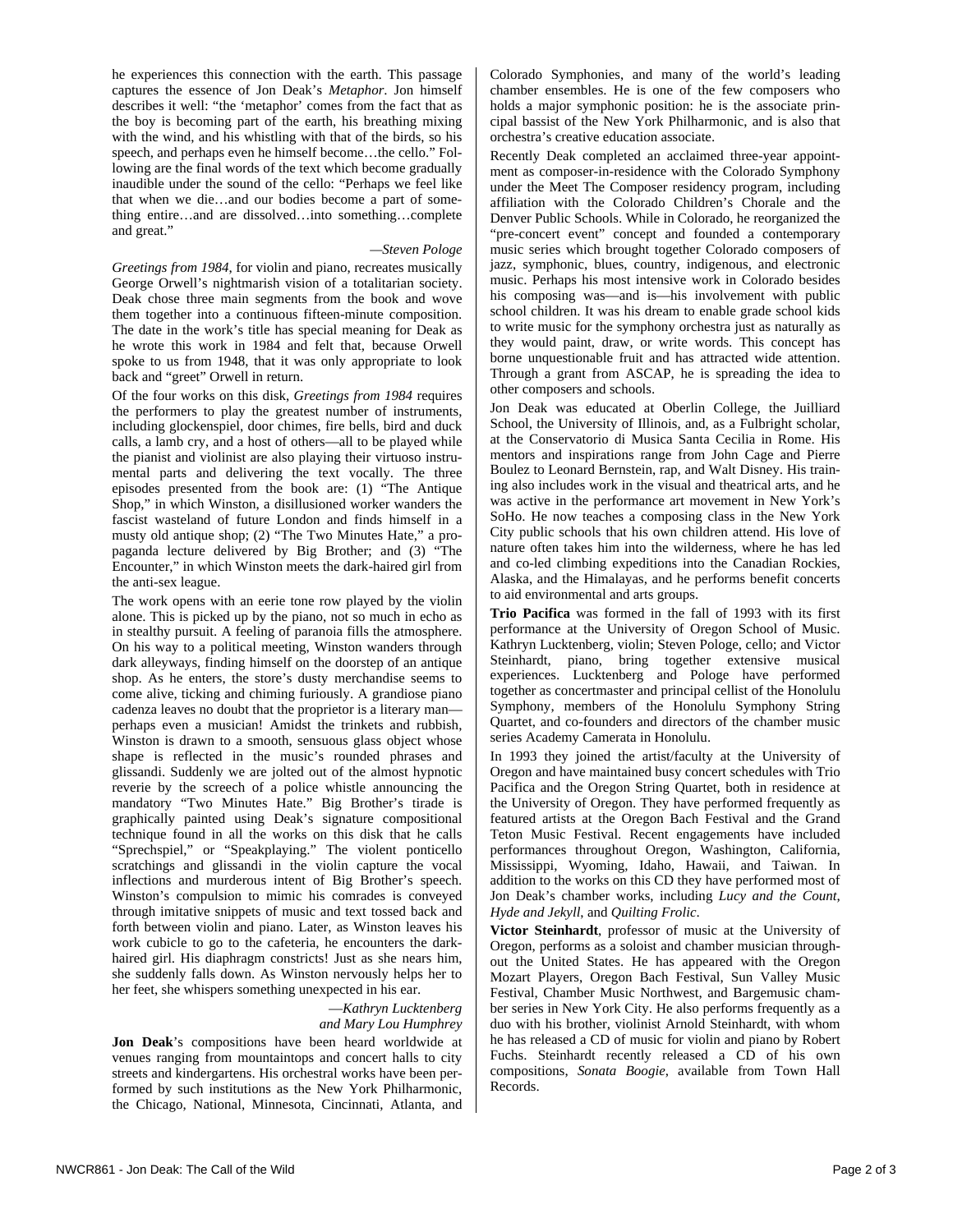he experiences this connection with the earth. This passage captures the essence of Jon Deak's *Metaphor*. Jon himself describes it well: "the 'metaphor' comes from the fact that as the boy is becoming part of the earth, his breathing mixing with the wind, and his whistling with that of the birds, so his speech, and perhaps even he himself become…the cello." Following are the final words of the text which become gradually inaudible under the sound of the cello: "Perhaps we feel like that when we die…and our bodies become a part of something entire…and are dissolved…into something…complete and great."

—*Steven Pologe*

*Greetings from 1984*, for violin and piano, recreates musically George Orwell's nightmarish vision of a totalitarian society. Deak chose three main segments from the book and wove them together into a continuous fifteen-minute composition. The date in the work's title has special meaning for Deak as he wrote this work in 1984 and felt that, because Orwell spoke to us from 1948, that it was only appropriate to look back and "greet" Orwell in return.

Of the four works on this disk, *Greetings from 1984* requires the performers to play the greatest number of instruments, including glockenspiel, door chimes, fire bells, bird and duck calls, a lamb cry, and a host of others—all to be played while the pianist and violinist are also playing their virtuoso instrumental parts and delivering the text vocally. The three episodes presented from the book are: (1) "The Antique Shop," in which Winston, a disillusioned worker wanders the fascist wasteland of future London and finds himself in a musty old antique shop; (2) "The Two Minutes Hate," a propaganda lecture delivered by Big Brother; and (3) "The Encounter," in which Winston meets the dark-haired girl from the anti-sex league.

The work opens with an eerie tone row played by the violin alone. This is picked up by the piano, not so much in echo as in stealthy pursuit. A feeling of paranoia fills the atmosphere. On his way to a political meeting, Winston wanders through dark alleyways, finding himself on the doorstep of an antique shop. As he enters, the store's dusty merchandise seems to come alive, ticking and chiming furiously. A grandiose piano cadenza leaves no doubt that the proprietor is a literary man—perhaps even a musician! Amidst the trinkets and rubbish, Winston is drawn to a smooth, sensuous glass object whose shape is reflected in the music's rounded phrases and glissandi. Suddenly we are jolted out of the almost hypnotic reverie by the screech of a police whistle announcing the mandatory "Two Minutes Hate." Big Brother's tirade is graphically painted using Deak's signature compositional technique found in all the works on this disk that he calls "Sprechspiel," or "Speakplaying." The violent ponticello scratchings and glissandi in the violin capture the vocal inflections and murderous intent of Big Brother's speech. Winston's compulsion to mimic his comrades is conveyed through imitative snippets of music and text tossed back and forth between violin and piano. Later, as Winston leaves his work cubicle to go to the cafeteria, he encounters the dark-haired girl. His diaphragm constricts! Just as she nears him, she suddenly falls down. As Winston nervously helps her to her feet, she whispers something unexpected in his ear.

—*Kathryn Lucktenberg*
*and Mary Lou Humphrey*

**Jon Deak**'s compositions have been heard worldwide at venues ranging from mountaintops and concert halls to city streets and kindergartens. His orchestral works have been performed by such institutions as the New York Philharmonic, the Chicago, National, Minnesota, Cincinnati, Atlanta, and Colorado Symphonies, and many of the world's leading chamber ensembles. He is one of the few composers who holds a major symphonic position: he is the associate principal bassist of the New York Philharmonic, and is also that orchestra's creative education associate.

Recently Deak completed an acclaimed three-year appointment as composer-in-residence with the Colorado Symphony under the Meet The Composer residency program, including affiliation with the Colorado Children's Chorale and the Denver Public Schools. While in Colorado, he reorganized the "pre-concert event" concept and founded a contemporary music series which brought together Colorado composers of jazz, symphonic, blues, country, indigenous, and electronic music. Perhaps his most intensive work in Colorado besides his composing was—and is—his involvement with public school children. It was his dream to enable grade school kids to write music for the symphony orchestra just as naturally as they would paint, draw, or write words. This concept has borne unquestionable fruit and has attracted wide attention. Through a grant from ASCAP, he is spreading the idea to other composers and schools.

Jon Deak was educated at Oberlin College, the Juilliard School, the University of Illinois, and, as a Fulbright scholar, at the Conservatorio di Musica Santa Cecilia in Rome. His mentors and inspirations range from John Cage and Pierre Boulez to Leonard Bernstein, rap, and Walt Disney. His training also includes work in the visual and theatrical arts, and he was active in the performance art movement in New York's SoHo. He now teaches a composing class in the New York City public schools that his own children attend. His love of nature often takes him into the wilderness, where he has led and co-led climbing expeditions into the Canadian Rockies, Alaska, and the Himalayas, and he performs benefit concerts to aid environmental and arts groups.

**Trio Pacifica** was formed in the fall of 1993 with its first performance at the University of Oregon School of Music. Kathryn Lucktenberg, violin; Steven Pologe, cello; and Victor Steinhardt, piano, bring together extensive musical experiences. Lucktenberg and Pologe have performed together as concertmaster and principal cellist of the Honolulu Symphony, members of the Honolulu Symphony String Quartet, and co-founders and directors of the chamber music series Academy Camerata in Honolulu.

In 1993 they joined the artist/faculty at the University of Oregon and have maintained busy concert schedules with Trio Pacifica and the Oregon String Quartet, both in residence at the University of Oregon. They have performed frequently as featured artists at the Oregon Bach Festival and the Grand Teton Music Festival. Recent engagements have included performances throughout Oregon, Washington, California, Mississippi, Wyoming, Idaho, Hawaii, and Taiwan. In addition to the works on this CD they have performed most of Jon Deak's chamber works, including *Lucy and the Count, Hyde and Jekyll*, and *Quilting Frolic*.

**Victor Steinhardt**, professor of music at the University of Oregon, performs as a soloist and chamber musician throughout the United States. He has appeared with the Oregon Mozart Players, Oregon Bach Festival, Sun Valley Music Festival, Chamber Music Northwest, and Bargemusic chamber series in New York City. He also performs frequently as a duo with his brother, violinist Arnold Steinhardt, with whom he has released a CD of music for violin and piano by Robert Fuchs. Steinhardt recently released a CD of his own compositions, *Sonata Boogie*, available from Town Hall Records.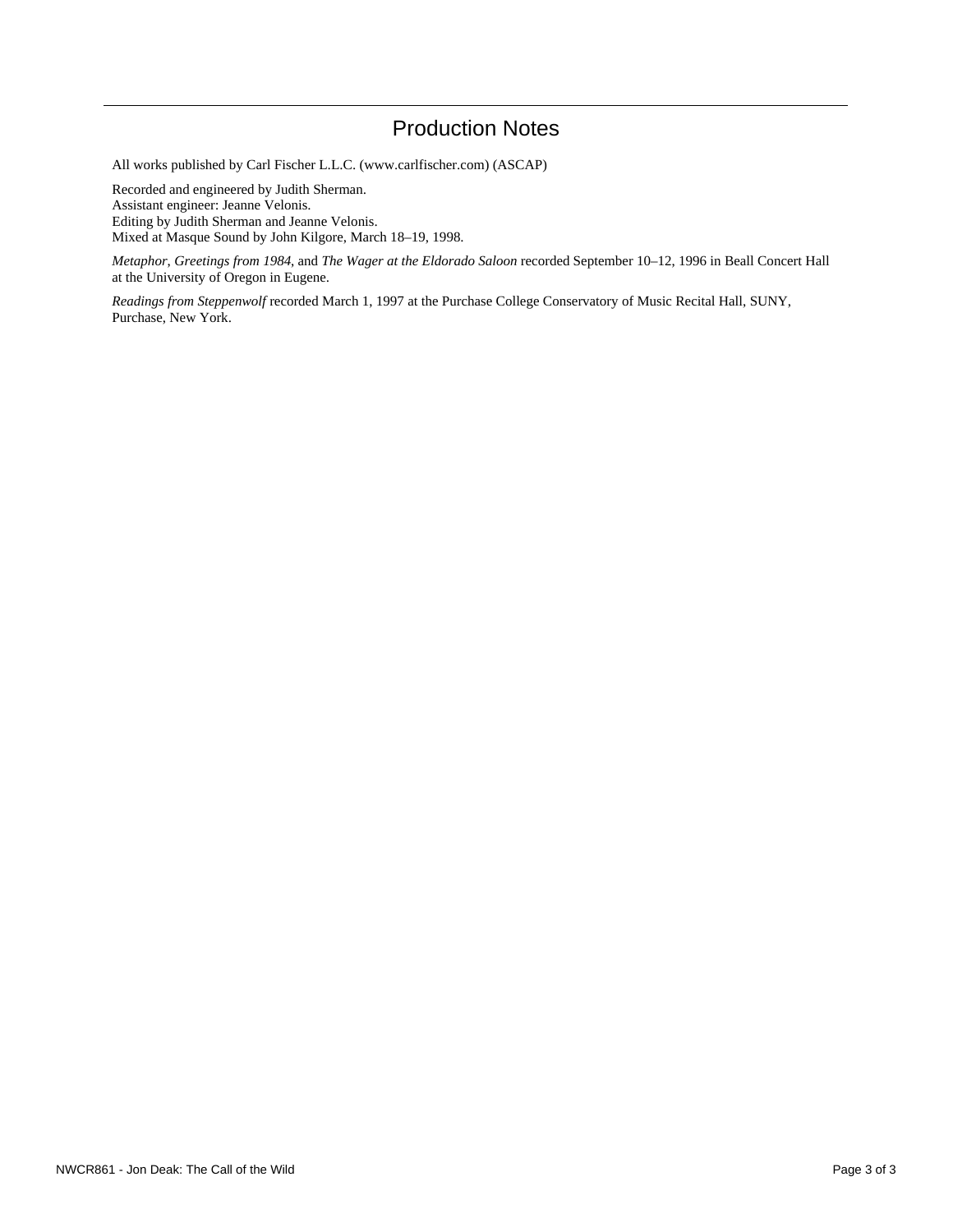## Production Notes

All works published by Carl Fischer L.L.C. (www.carlfischer.com) (ASCAP)

Recorded and engineered by Judith Sherman.
Assistant engineer: Jeanne Velonis.
Editing by Judith Sherman and Jeanne Velonis.
Mixed at Masque Sound by John Kilgore, March 18–19, 1998.

*Metaphor*, *Greetings from 1984*, and *The Wager at the Eldorado Saloon* recorded September 10–12, 1996 in Beall Concert Hall at the University of Oregon in Eugene.

*Readings from Steppenwolf* recorded March 1, 1997 at the Purchase College Conservatory of Music Recital Hall, SUNY, Purchase, New York.